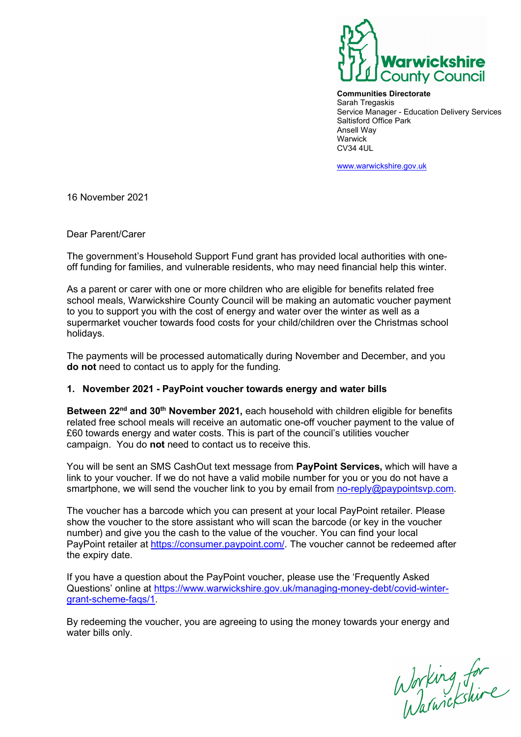Warwickshire County Council

**Communities Directorate**
Sarah Tregaskis
Service Manager - Education Delivery Services
Saltisford Office Park
Ansell Way
Warwick
CV34 4UL

www.warwickshire.gov.uk

16 November 2021

Dear Parent/Carer

The government's Household Support Fund grant has provided local authorities with one-off funding for families, and vulnerable residents, who may need financial help this winter.

As a parent or carer with one or more children who are eligible for benefits related free school meals, Warwickshire County Council will be making an automatic voucher payment to you to support you with the cost of energy and water over the winter as well as a supermarket voucher towards food costs for your child/children over the Christmas school holidays.

The payments will be processed automatically during November and December, and you **do not** need to contact us to apply for the funding.

**1. November 2021 - PayPoint voucher towards energy and water bills**

**Between 22nd and 30th November 2021,** each household with children eligible for benefits related free school meals will receive an automatic one-off voucher payment to the value of £60 towards energy and water costs. This is part of the council's utilities voucher campaign. You do **not** need to contact us to receive this.

You will be sent an SMS CashOut text message from **PayPoint Services,** which will have a link to your voucher. If we do not have a valid mobile number for you or you do not have a smartphone, we will send the voucher link to you by email from no-reply@paypointsvp.com.

The voucher has a barcode which you can present at your local PayPoint retailer. Please show the voucher to the store assistant who will scan the barcode (or key in the voucher number) and give you the cash to the value of the voucher. You can find your local PayPoint retailer at https://consumer.paypoint.com/. The voucher cannot be redeemed after the expiry date.

If you have a question about the PayPoint voucher, please use the 'Frequently Asked Questions' online at https://www.warwickshire.gov.uk/managing-money-debt/covid-winter-grant-scheme-faqs/1.

By redeeming the voucher, you are agreeing to using the money towards your energy and water bills only.

Working for Warwickshire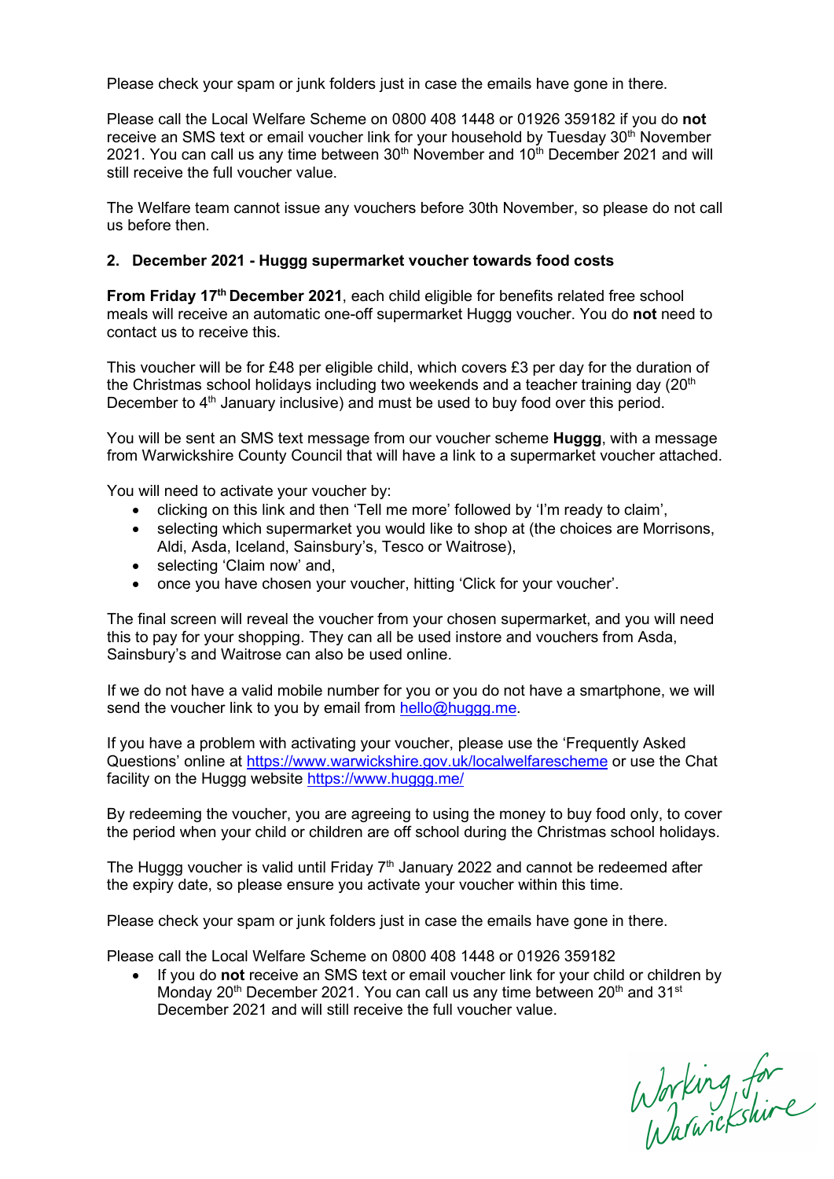Please check your spam or junk folders just in case the emails have gone in there.

Please call the Local Welfare Scheme on 0800 408 1448 or 01926 359182 if you do **not** receive an SMS text or email voucher link for your household by Tuesday 30th November 2021. You can call us any time between 30th November and 10th December 2021 and will still receive the full voucher value.

The Welfare team cannot issue any vouchers before 30th November, so please do not call us before then.

## 2. December 2021 - Huggg supermarket voucher towards food costs

**From Friday 17th December 2021**, each child eligible for benefits related free school meals will receive an automatic one-off supermarket Huggg voucher. You do **not** need to contact us to receive this.

This voucher will be for £48 per eligible child, which covers £3 per day for the duration of the Christmas school holidays including two weekends and a teacher training day (20th December to 4th January inclusive) and must be used to buy food over this period.

You will be sent an SMS text message from our voucher scheme **Huggg**, with a message from Warwickshire County Council that will have a link to a supermarket voucher attached.

You will need to activate your voucher by:

- clicking on this link and then 'Tell me more' followed by 'I'm ready to claim',
- selecting which supermarket you would like to shop at (the choices are Morrisons, Aldi, Asda, Iceland, Sainsbury's, Tesco or Waitrose),
- selecting 'Claim now' and,
- once you have chosen your voucher, hitting 'Click for your voucher'.

The final screen will reveal the voucher from your chosen supermarket, and you will need this to pay for your shopping. They can all be used instore and vouchers from Asda, Sainsbury's and Waitrose can also be used online.

If we do not have a valid mobile number for you or you do not have a smartphone, we will send the voucher link to you by email from hello@huggg.me.

If you have a problem with activating your voucher, please use the 'Frequently Asked Questions' online at https://www.warwickshire.gov.uk/localwelfarescheme or use the Chat facility on the Huggg website https://www.huggg.me/

By redeeming the voucher, you are agreeing to using the money to buy food only, to cover the period when your child or children are off school during the Christmas school holidays.

The Huggg voucher is valid until Friday 7th January 2022 and cannot be redeemed after the expiry date, so please ensure you activate your voucher within this time.

Please check your spam or junk folders just in case the emails have gone in there.

Please call the Local Welfare Scheme on 0800 408 1448 or 01926 359182

- If you do **not** receive an SMS text or email voucher link for your child or children by Monday 20th December 2021. You can call us any time between 20th and 31st December 2021 and will still receive the full voucher value.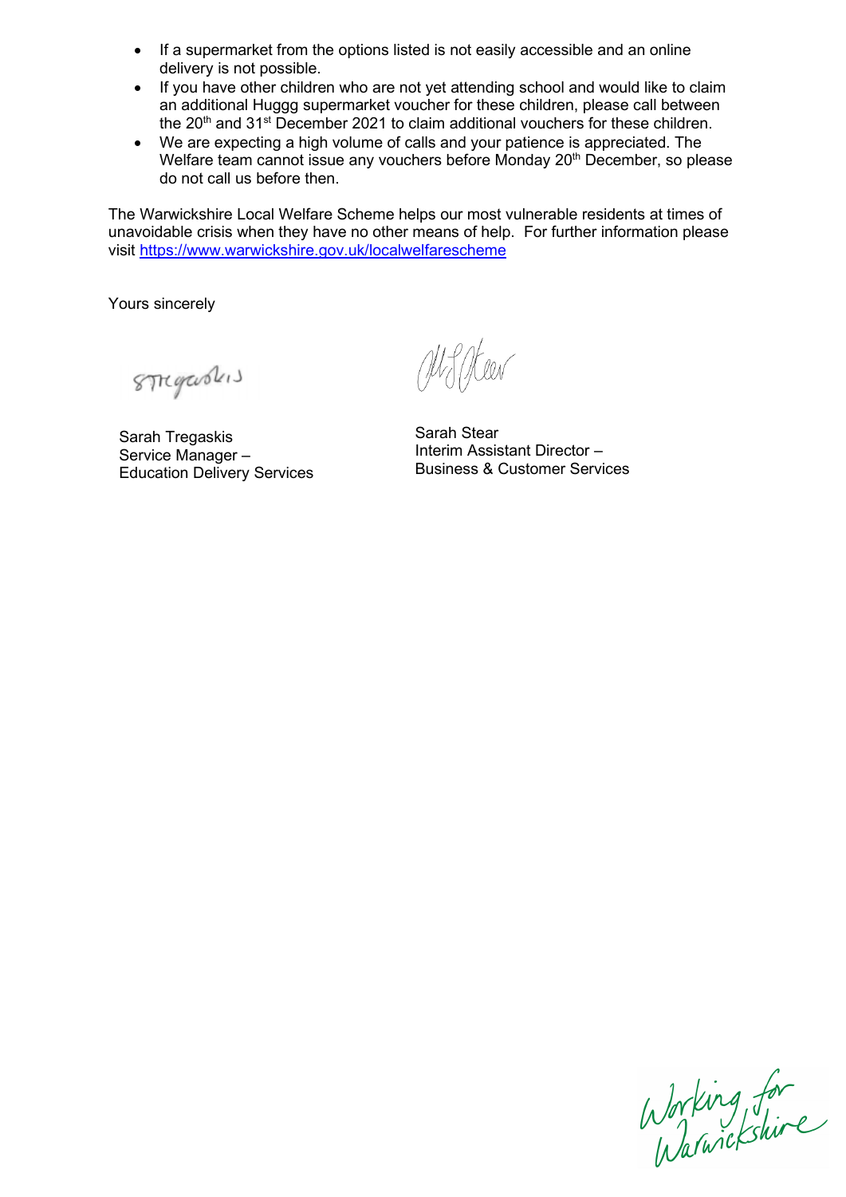- If a supermarket from the options listed is not easily accessible and an online delivery is not possible.
- If you have other children who are not yet attending school and would like to claim an additional Huggg supermarket voucher for these children, please call between the 20th and 31st December 2021 to claim additional vouchers for these children.
- We are expecting a high volume of calls and your patience is appreciated. The Welfare team cannot issue any vouchers before Monday 20th December, so please do not call us before then.

The Warwickshire Local Welfare Scheme helps our most vulnerable residents at times of unavoidable crisis when they have no other means of help. For further information please visit https://www.warwickshire.gov.uk/localwelfarescheme

Yours sincerely

Sarah Tregaskis
Service Manager –
Education Delivery Services

Sarah Stear
Interim Assistant Director –
Business & Customer Services

Working for Warwickshire